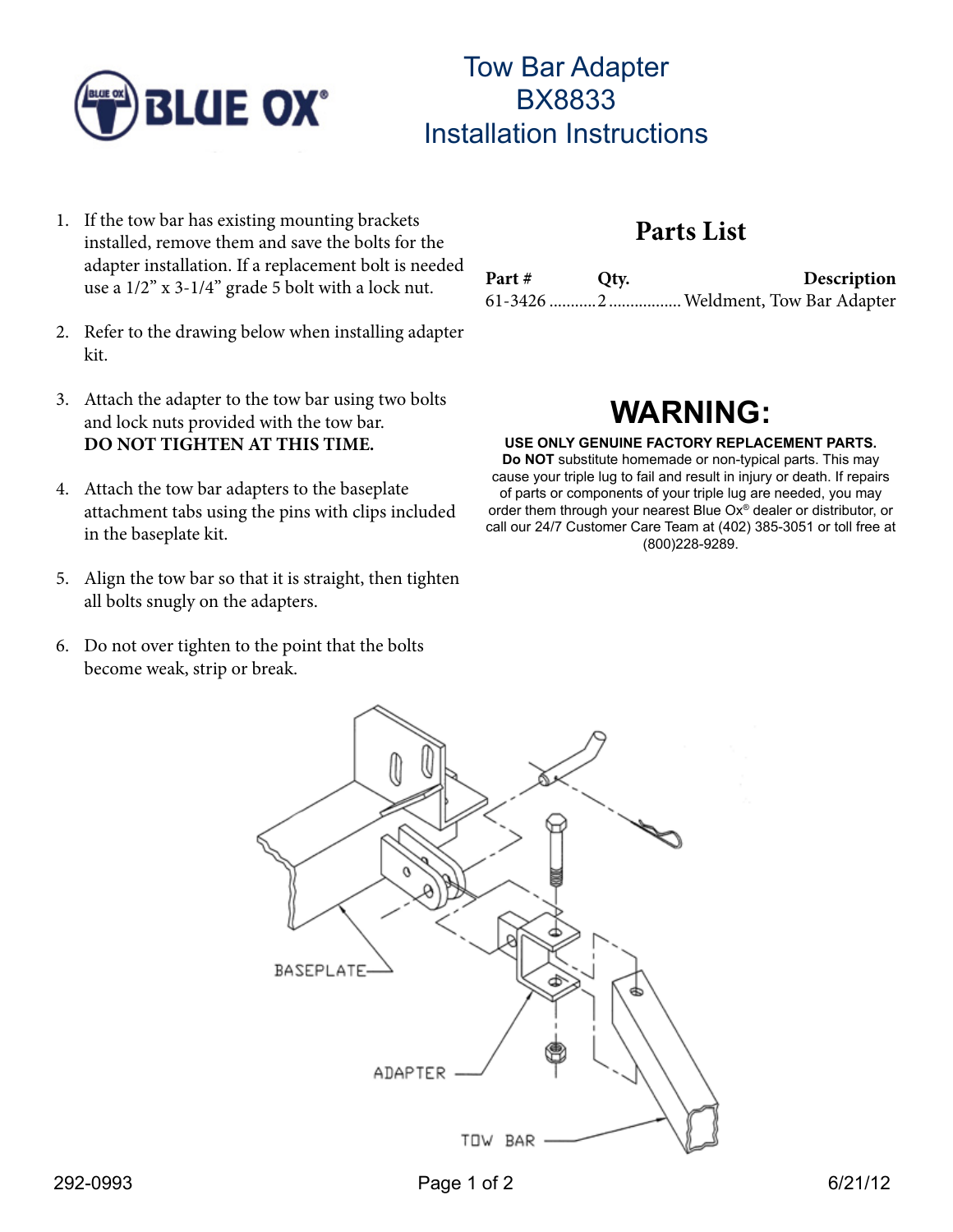# Tow Bar Adapter
# BX8833
# Installation Instructions

1. If the tow bar has existing mounting brackets installed, remove them and save the bolts for the adapter installation. If a replacement bolt is needed use a 1/2" x 3-1/4" grade 5 bolt with a lock nut.
2. Refer to the drawing below when installing adapter kit.
3. Attach the adapter to the tow bar using two bolts and lock nuts provided with the tow bar. **DO NOT TIGHTEN AT THIS TIME.**
4. Attach the tow bar adapters to the baseplate attachment tabs using the pins with clips included in the baseplate kit.
5. Align the tow bar so that it is straight, then tighten all bolts snugly on the adapters.
6. Do not over tighten to the point that the bolts become weak, strip or break.

## Parts List

| Part # | Qty. | Description |
|---|---|---|
| 61-3426 | 2 | Weldment, Tow Bar Adapter |

## WARNING:

**USE ONLY GENUINE FACTORY REPLACEMENT PARTS.**
**Do NOT** substitute homemade or non-typical parts. This may cause your triple lug to fail and result in injury or death. If repairs of parts or components of your triple lug are needed, you may order them through your nearest Blue Ox® dealer or distributor, or call our 24/7 Customer Care Team at (402) 385-3051 or toll free at (800)228-9289.

BASEPLATE

ADAPTER

TOW BAR

292-0993 6/21/12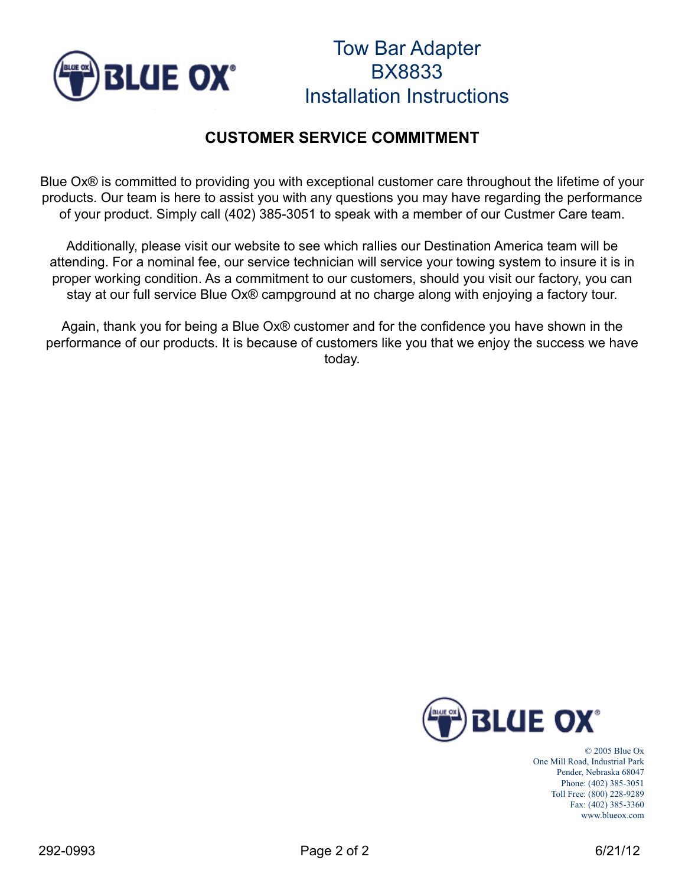# Tow Bar Adapter
# BX8833
# Installation Instructions

## CUSTOMER SERVICE COMMITMENT

Blue Ox® is committed to providing you with exceptional customer care throughout the lifetime of your products. Our team is here to assist you with any questions you may have regarding the performance of your product. Simply call (402) 385-3051 to speak with a member of our Custmer Care team.

Additionally, please visit our website to see which rallies our Destination America team will be attending. For a nominal fee, our service technician will service your towing system to insure it is in proper working condition. As a commitment to our customers, should you visit our factory, you can stay at our full service Blue Ox® campground at no charge along with enjoying a factory tour.

Again, thank you for being a Blue Ox® customer and for the confidence you have shown in the performance of our products. It is because of customers like you that we enjoy the success we have today.

© 2005 Blue Ox
One Mill Road, Industrial Park
Pender, Nebraska 68047
Phone: (402) 385-3051
Toll Free: (800) 228-9289
Fax: (402) 385-3360
www.blueox.com

292-0993

6/21/12